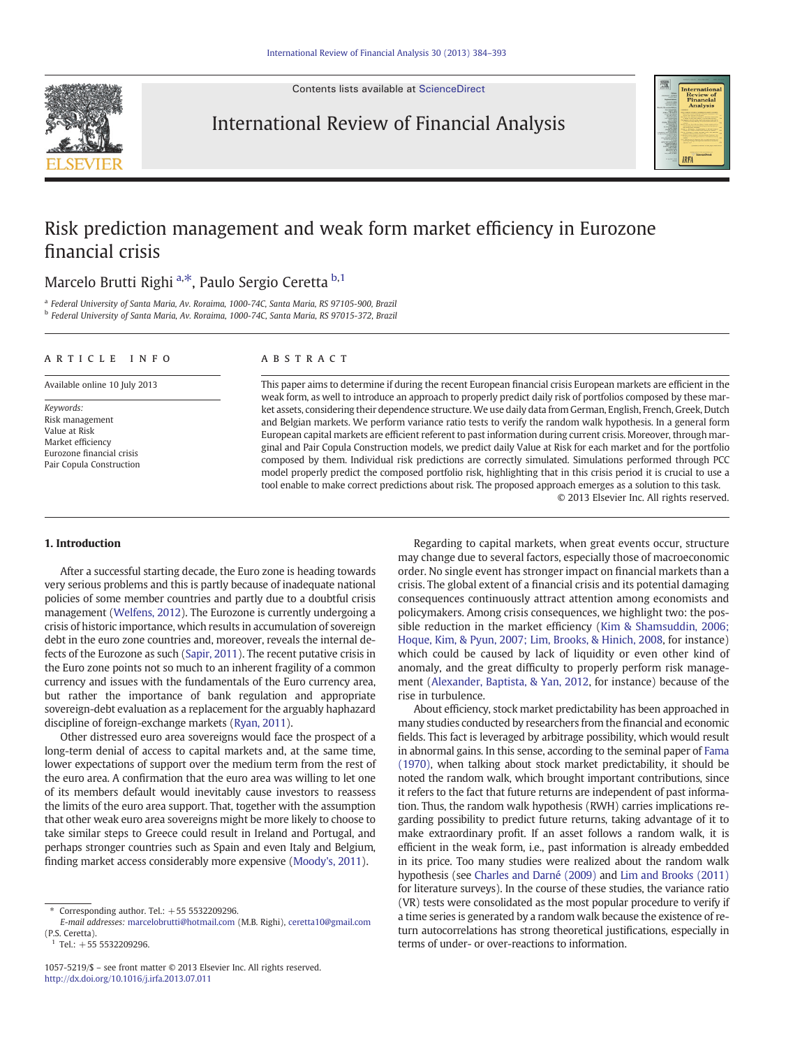# Risk prediction management and weak form market efficiency in Eurozone financial crisis

Marcelo Brutti Righi [a,*], Paulo Sergio Ceretta [b,1]

[a] Federal University of Santa Maria, Av. Roraima, 1000-74C, Santa Maria, RS 97105-900, Brazil

[b] Federal University of Santa Maria, Av. Roraima, 1000-74C, Santa Maria, RS 97015-372, Brazil

**ARTICLE INFO**

Available online 10 July 2013

*Keywords:*
Risk management
Value at Risk
Market efficiency
Eurozone financial crisis
Pair Copula Construction

**ABSTRACT**

This paper aims to determine if during the recent European financial crisis European markets are efficient in the weak form, as well to introduce an approach to properly predict daily risk of portfolios composed by these market assets, considering their dependence structure. We use daily data from German, English, French, Greek, Dutch and Belgian markets. We perform variance ratio tests to verify the random walk hypothesis. In a general form European capital markets are efficient referent to past information during current crisis. Moreover, through marginal and Pair Copula Construction models, we predict daily Value at Risk for each market and for the portfolio composed by them. Individual risk predictions are correctly simulated. Simulations performed through PCC model properly predict the composed portfolio risk, highlighting that in this crisis period it is crucial to use a tool enable to make correct predictions about risk. The proposed approach emerges as a solution to this task.

© 2013 Elsevier Inc. All rights reserved.

## 1. Introduction

After a successful starting decade, the Euro zone is heading towards very serious problems and this is partly because of inadequate national policies of some member countries and partly due to a doubtful crisis management (Welfens, 2012). The Eurozone is currently undergoing a crisis of historic importance, which results in accumulation of sovereign debt in the euro zone countries and, moreover, reveals the internal defects of the Eurozone as such (Sapir, 2011). The recent putative crisis in the Euro zone points not so much to an inherent fragility of a common currency and issues with the fundamentals of the Euro currency area, but rather the importance of bank regulation and appropriate sovereign-debt evaluation as a replacement for the arguably haphazard discipline of foreign-exchange markets (Ryan, 2011).

Other distressed euro area sovereigns would face the prospect of a long-term denial of access to capital markets and, at the same time, lower expectations of support over the medium term from the rest of the euro area. A confirmation that the euro area was willing to let one of its members default would inevitably cause investors to reassess the limits of the euro area support. That, together with the assumption that other weak euro area sovereigns might be more likely to choose to take similar steps to Greece could result in Ireland and Portugal, and perhaps stronger countries such as Spain and even Italy and Belgium, finding market access considerably more expensive (Moody's, 2011).

Regarding to capital markets, when great events occur, structure may change due to several factors, especially those of macroeconomic order. No single event has stronger impact on financial markets than a crisis. The global extent of a financial crisis and its potential damaging consequences continuously attract attention among economists and policymakers. Among crisis consequences, we highlight two: the possible reduction in the market efficiency (Kim & Shamsuddin, 2006; Hoque, Kim, & Pyun, 2007; Lim, Brooks, & Hinich, 2008, for instance) which could be caused by lack of liquidity or even other kind of anomaly, and the great difficulty to properly perform risk management (Alexander, Baptista, & Yan, 2012, for instance) because of the rise in turbulence.

About efficiency, stock market predictability has been approached in many studies conducted by researchers from the financial and economic fields. This fact is leveraged by arbitrage possibility, which would result in abnormal gains. In this sense, according to the seminal paper of Fama (1970), when talking about stock market predictability, it should be noted the random walk, which brought important contributions, since it refers to the fact that future returns are independent of past information. Thus, the random walk hypothesis (RWH) carries implications regarding possibility to predict future returns, taking advantage of it to make extraordinary profit. If an asset follows a random walk, it is efficient in the weak form, i.e., past information is already embedded in its price. Too many studies were realized about the random walk hypothesis (see Charles and Darné (2009) and Lim and Brooks (2011) for literature surveys). In the course of these studies, the variance ratio (VR) tests were consolidated as the most popular procedure to verify if a time series is generated by a random walk because the existence of return autocorrelations has strong theoretical justifications, especially in terms of under- or over-reactions to information.

---

\* Corresponding author. Tel.: +55 5532209296.
E-mail addresses: marcelobrutti@hotmail.com (M.B. Righi), ceretta10@gmail.com (P.S. Ceretta).
[1] Tel.: +55 5532209296.

1057-5219/$ – see front matter © 2013 Elsevier Inc. All rights reserved.
http://dx.doi.org/10.1016/j.irfa.2013.07.011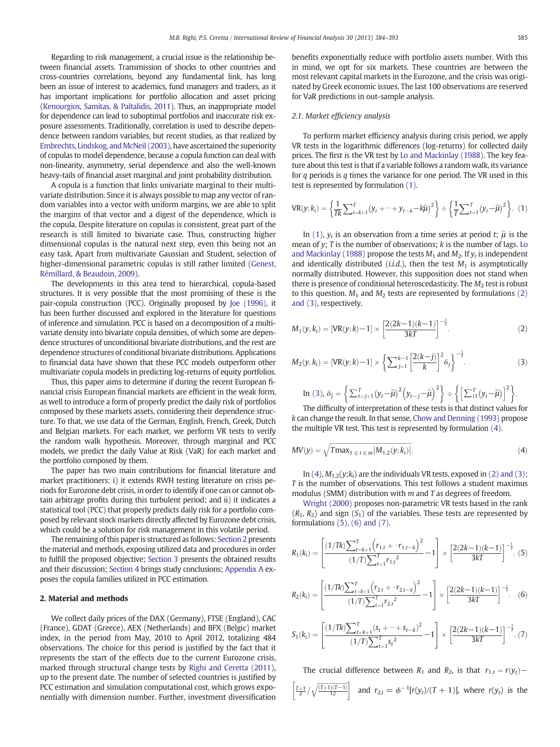Regarding to risk management, a crucial issue is the relationship between financial assets. Transmission of shocks to other countries and cross-countries correlations, beyond any fundamental link, has long been an issue of interest to academics, fund managers and traders, as it has important implications for portfolio allocation and asset pricing (Kenourgios, Samitas, & Paltalidis, 2011). Thus, an inappropriate model for dependence can lead to suboptimal portfolios and inaccurate risk exposure assessments. Traditionally, correlation is used to describe dependence between random variables, but recent studies, as that realized by Embrechts, Lindskog, and McNeil (2003), have ascertained the superiority of copulas to model dependence, because a copula function can deal with non-linearity, asymmetry, serial dependence and also the well-known heavy-tails of financial asset marginal and joint probability distribution.

A copula is a function that links univariate marginal to their multivariate distribution. Since it is always possible to map any vector of random variables into a vector with uniform margins, we are able to split the margins of that vector and a digest of the dependence, which is the copula. Despite literature on copulas is consistent, great part of the research is still limited to bivariate case. Thus, constructing higher dimensional copulas is the natural next step, even this being not an easy task. Apart from multivariate Gaussian and Student, selection of higher-dimensional parametric copulas is still rather limited (Genest, Rémillard, & Beaudoin, 2009).

The developments in this area tend to hierarchical, copula-based structures. It is very possible that the most promising of these is the pair-copula construction (PCC). Originally proposed by Joe (1996), it has been further discussed and explored in the literature for questions of inference and simulation. PCC is based on a decomposition of a multivariate density into bivariate copula densities, of which some are dependence structures of unconditional bivariate distributions, and the rest are dependence structures of conditional bivariate distributions. Applications to financial data have shown that these PCC models outperform other multivariate copula models in predicting log-returns of equity portfolios.

Thus, this paper aims to determine if during the recent European financial crisis European financial markets are efficient in the weak form, as well to introduce a form of properly predict the daily risk of portfolios composed by these markets assets, considering their dependence structure. To that, we use data of the German, English, French, Greek, Dutch and Belgian markets. For each market, we perform VR tests to verify the random walk hypothesis. Moreover, through marginal and PCC models, we predict the daily Value at Risk (VaR) for each market and the portfolio composed by them.

The paper has two main contributions for financial literature and market practitioners: i) it extends RWH testing literature on crisis periods for Eurozone debt crisis, in order to identify if one can or cannot obtain arbitrage profits during this turbulent period; and ii) it indicates a statistical tool (PCC) that properly predicts daily risk for a portfolio composed by relevant stock markets directly affected by Eurozone debt crisis, which could be a solution for risk management in this volatile period.

The remaining of this paper is structured as follows: Section 2 presents the material and methods, exposing utilized data and procedures in order to fulfill the proposed objective; Section 3 presents the obtained results and their discussion; Section 4 brings study conclusions; Appendix A exposes the copula families utilized in PCC estimation.

## 2. Material and methods

We collect daily prices of the DAX (Germany), FTSE (England), CAC (France), GDAT (Greece), AEX (Netherlands) and BFX (Belgic) market index, in the period from May, 2010 to April 2012, totalizing 484 observations. The choice for this period is justified by the fact that it represents the start of the effects due to the current Eurozone crisis, marked through structural change tests by Righi and Ceretta (2011), up to the present date. The number of selected countries is justified by PCC estimation and simulation computational cost, which grows exponentially with dimension number. Further, investment diversification benefits exponentially reduce with portfolio assets number. With this in mind, we opt for six markets. These countries are between the most relevant capital markets in the Eurozone, and the crisis was originated by Greek economic issues. The last 100 observations are reserved for VaR predictions in out-sample analysis.

### 2.1. Market efficiency analysis

To perform market efficiency analysis during crisis period, we apply VR tests in the logarithmic differences (log-returns) for collected daily prices. The first is the VR test by Lo and Mackinlay (1988). The key feature about this test is that if a variable follows a random walk, its variance for $q$ periods is $q$ times the variance for one period. The VR used in this test is represented by formulation (1).

$$\mathrm{VR}(y;k_i) = \left\{\frac{1}{Tk}\sum_{i=k+1}^{T}(y_t + \cdots + y_{t-k} - k\widehat{\mu})^2\right\} \div \left\{\frac{1}{T}\sum_{t=1}^{T}(y_t - \widehat{\mu})^2\right\}. \quad (1)$$

In (1), $y_t$ is an observation from a time series at period $t$; $\widehat{\mu}$ is the mean of $y$; $T$ is the number of observations; $k$ is the number of lags. Lo and Mackinlay (1988) propose the tests $M_1$ and $M_2$. If $y_t$ is independent and identically distributed (*i.i.d.*), then the test $M_1$ is asymptotically normally distributed. However, this supposition does not stand when there is presence of conditional heteroscedasticity. The $M_2$ test is robust to this question. $M_1$ and $M_2$ tests are represented by formulations (2) and (3), respectively.

$$M_1(y,k_i) = [\mathrm{VR}(y;k) - 1] \times \left[\frac{2(2k-1)(k-1)}{3kT}\right]^{-\frac{1}{2}}. \quad (2)$$

$$M_2(y,k_i) = [\mathrm{VR}(y;k) - 1] \times \left\{\sum_{j=1}^{k-1}\left[\frac{2(k-j)}{k}\right]^2 \delta_j\right\}^{-\frac{1}{2}}. \quad (3)$$

In (3), $\delta_j = \left\{\sum_{t=j+1}^{T}(y_t - \widehat{\mu})^2\left(y_{t-j} - \widehat{\mu}\right)^2\right\} \div \left\{\left[\sum_{t1}^{T}(y_t - \widehat{\mu})\right]^2\right\}$.

The difficulty of interpretation of these tests is that distinct values for $k$ can change the result. In that sense, Chow and Denning (1993) propose the multiple VR test. This test is represented by formulation (4).

$$MV(y) = \sqrt{T\max_{1 \le i \le m}|M_{1,2}(y;k_i)|}. \quad (4)$$

In (4), $M_{1,2}(y;k_i)$ are the individuals VR tests, exposed in (2) and (3); $T$ is the number of observations. This test follows a student maximus modulus (SMM) distribution with $m$ and $T$ as degrees of freedom.

Wright (2000) proposes non-parametric VR tests based in the rank ($R_1$, $R_2$) and sign ($S_1$) of the variables. These tests are represented by formulations (5), (6) and (7).

$$R_1(k_i) = \left[\frac{(1/Tk)\sum_{t=k+1}^{T}\left(r_{1,t} + \cdots r_{1,t-k}\right)^2}{(1/T)\sum_{t=1}^{T}{r_{1,t}}^2} - 1\right] \times \left[\frac{2(2k-1)(k-1)}{3kT}\right]^{-\frac{1}{2}}. \quad (5)$$

$$R_2(k_i) = \left[\frac{(1/Tk)\sum_{t=k+1}^{T}\left(r_{2,t} + \cdots r_{2,t-k}\right)^2}{(1/T)\sum_{t=1}^{T}{r_{2,t}}^2} - 1\right] \times \left[\frac{2(2k-1)(k-1)}{3kT}\right]^{-\frac{1}{2}}. \quad (6)$$

$$S_1(k_i) = \left[\frac{(1/Tk)\sum_{t=k+1}^{T}\left(s_t + \cdots + s_{t-k}\right)^2}{(1/T)\sum_{t=1}^{T}{s_t}^2} - 1\right] \times \left[\frac{2(2k-1)(k-1)}{3kT}\right]^{-\frac{1}{2}}. \quad (7)$$

The crucial difference between $R_1$ and $R_2$, is that $r_{1,t} = r(y_t) - \left[\frac{T+1}{2}\Big/\sqrt{\frac{(T+1)(T-1)}{12}}\right]$ and $r_{2,t} = \phi^{-1}[r(y_t)/(T+1)]$, where $r(y_t)$ is the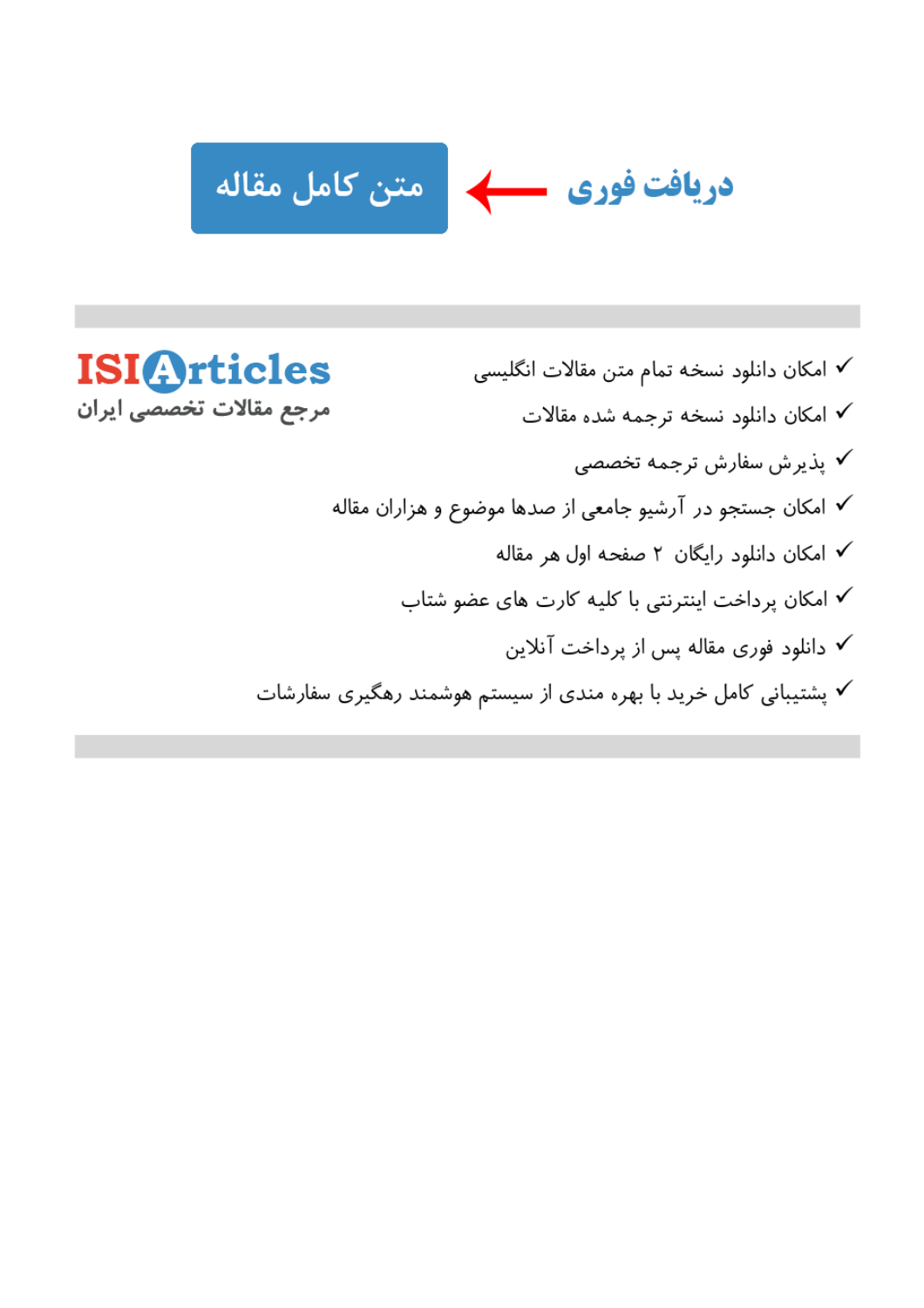دریافت فوری ← متن کامل مقاله

**ISIArticles**
مرجع مقالات تخصصی ایران

- ✓ امکان دانلود نسخه تمام متن مقالات انگلیسی
- ✓ امکان دانلود نسخه ترجمه شده مقالات
- ✓ پذیرش سفارش ترجمه تخصصی
- ✓ امکان جستجو در آرشیو جامعی از صدها موضوع و هزاران مقاله
- ✓ امکان دانلود رایگان ۲ صفحه اول هر مقاله
- ✓ امکان پرداخت اینترنتی با کلیه کارت های عضو شتاب
- ✓ دانلود فوری مقاله پس از پرداخت آنلاین
- ✓ پشتیبانی کامل خرید با بهره مندی از سیستم هوشمند رهگیری سفارشات